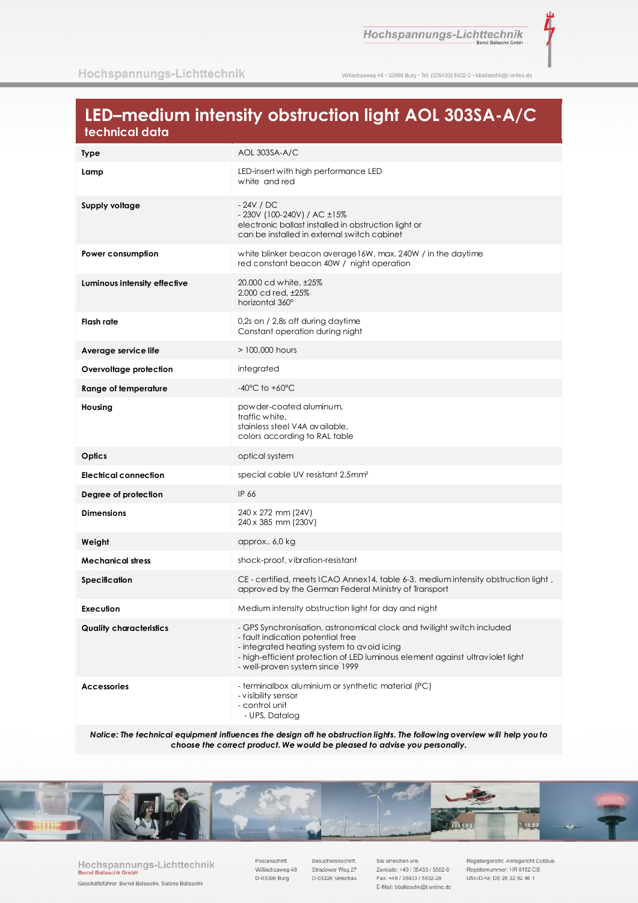# LED–medium intensity obstruction light AOL 303SA-A/C

## technical data

| | |
|---|---|
| **Type** | AOL 303SA-A/C |
| **Lamp** | LED-insert with high performance LED<br>white and red |
| **Supply voltage** | - 24V / DC<br>- 230V (100-240V) / AC ±15%<br>electronic ballast installed in obstruction light or<br>can be installed in external switch cabinet |
| **Power consumption** | white blinker beacon average 16W, max. 240W / in the daytime<br>red constant beacon 40W / night operation |
| **Luminous intensity effective** | 20.000 cd white, ±25%<br>2.000 cd red, ±25%<br>horizontal 360° |
| **Flash rate** | 0,2s on / 2,8s off during daytime<br>Constant operation during night |
| **Average service life** | > 100.000 hours |
| **Overvoltage protection** | integrated |
| **Range of temperature** | -40°C to +60°C |
| **Housing** | powder-coated aluminum,<br>traffic white,<br>stainless steel V4A available,<br>colors according to RAL table |
| **Optics** | optical system |
| **Electrical connection** | special cable UV resistant 2.5mm² |
| **Degree of protection** | IP 66 |
| **Dimensions** | 240 x 272 mm (24V)<br>240 x 385 mm (230V) |
| **Weight** | approx.. 6,0 kg |
| **Mechanical stress** | shock-proof, vibration-resistant |
| **Specification** | CE - certified, meets ICAO Annex14, table 6-3. medium intensity obstruction light , approved by the German Federal Ministry of Transport |
| **Execution** | Medium intensity obstruction light for day and night |
| **Quality characteristics** | - GPS Synchronisation, astronomical clock and twilight switch included<br>- fault indication potential free<br>- integrated heating system to avoid icing<br>- high-efficient protection of LED luminous element against ultraviolet light<br>- well-proven system since 1999 |
| **Accessories** | - terminalbox aluminium or synthetic material (PC)<br>- visibility sensor<br>- control unit<br>- UPS, Datalog |

***Notice: The technical equipment influences the design off he obstruction lights. The following overview will help you to choose the correct product. We would be pleased to advise you personally.***

Hochspannungs-Lichttechnik
Bernd Ballaschk GmbH

Geschäftsführer: Bernd Ballaschk, Sabine Ballaschk

Postanschrift
Willischzaweg 48
D-03096 Burg

Besucheranschrift
Stradower Weg 27
D-03226 Vetschau

Sie erreichen uns
Zentrale: +49 / 35433 / 5502-0
Fax: +49 / 35433 / 5502-29
E-Mail: bballaschk@t-online.de

Registergericht: Amtsgericht Cottbus
Registernummer: HR 8152 CB
USt-ID-Nr. DE 26 22 82 46 1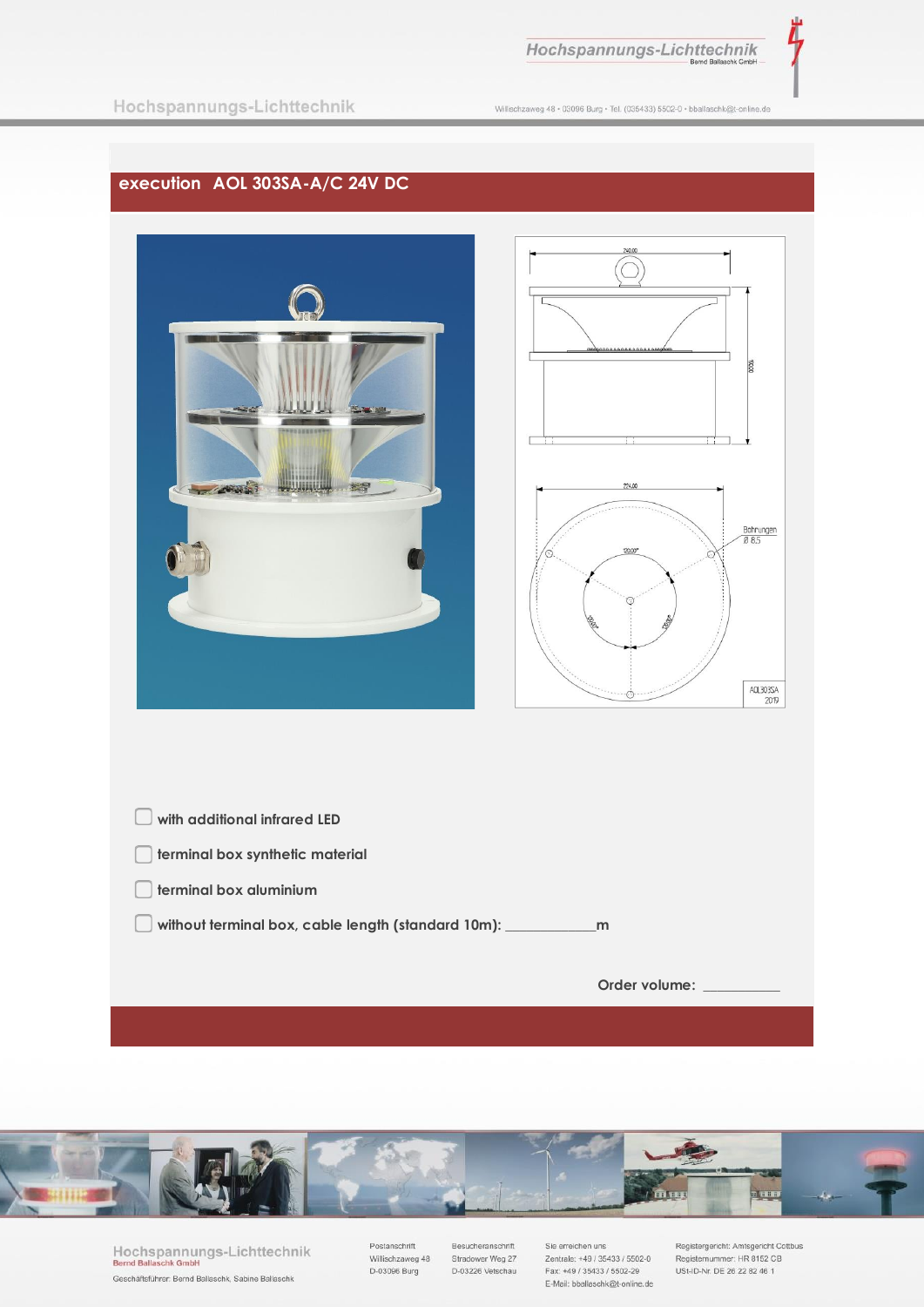## execution AOL 303SA-A/C 24V DC

- [ ] with additional infrared LED
- [ ] terminal box synthetic material
- [ ] terminal box aluminium
- [ ] without terminal box, cable length (standard 10m): ___________m

Order volume: __________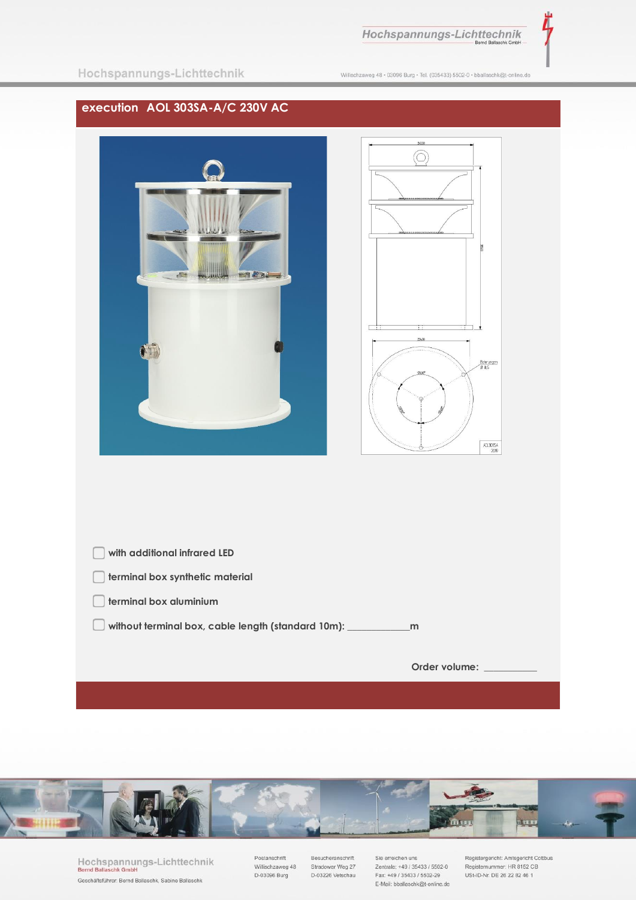## execution AOL 303SA-A/C 230V AC

- [ ] with additional infrared LED
- [ ] terminal box synthetic material
- [ ] terminal box aluminium
- [ ] without terminal box, cable length (standard 10m): ___________m

Order volume: __________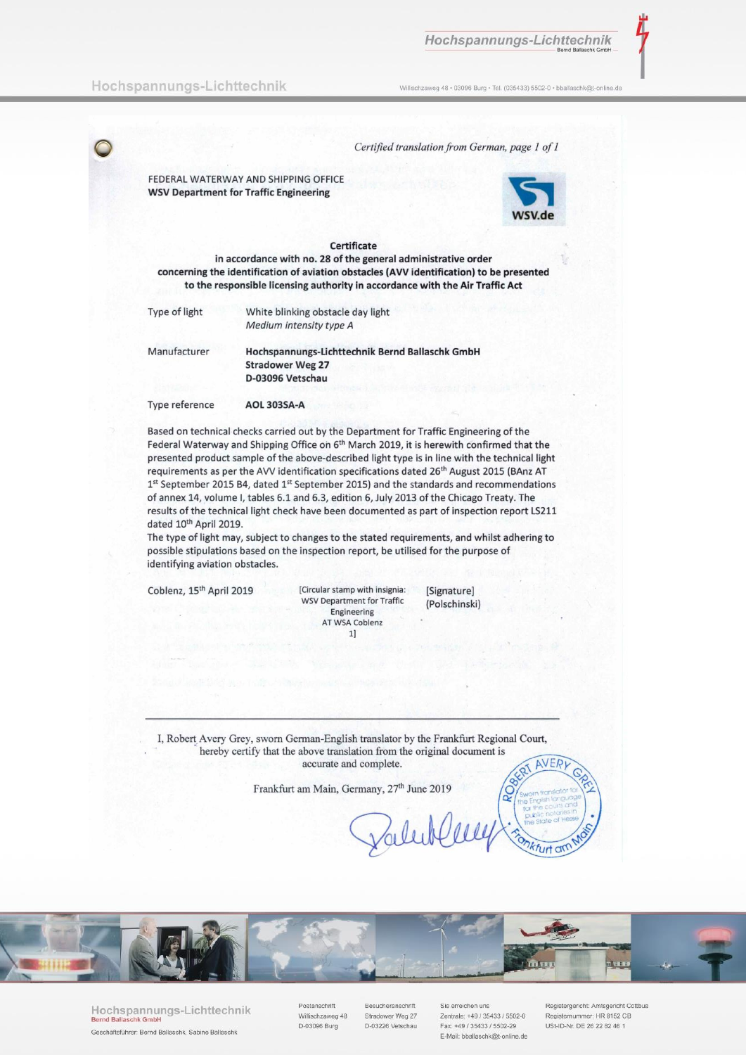*Certified translation from German, page 1 of 1*

FEDERAL WATERWAY AND SHIPPING OFFICE
**WSV Department for Traffic Engineering**

WSV.de

**Certificate**
**in accordance with no. 28 of the general administrative order concerning the identification of aviation obstacles (AVV identification) to be presented to the responsible licensing authority in accordance with the Air Traffic Act**

Type of light: White blinking obstacle day light
*Medium intensity type A*

Manufacturer: **Hochspannungs-Lichttechnik Bernd Ballaschk GmbH**
**Stradower Weg 27**
**D-03096 Vetschau**

Type reference: **AOL 303SA-A**

Based on technical checks carried out by the Department for Traffic Engineering of the Federal Waterway and Shipping Office on 6th March 2019, it is herewith confirmed that the presented product sample of the above-described light type is in line with the technical light requirements as per the AVV identification specifications dated 26th August 2015 (BAnz AT 1st September 2015 B4, dated 1st September 2015) and the standards and recommendations of annex 14, volume I, tables 6.1 and 6.3, edition 6, July 2013 of the Chicago Treaty. The results of the technical light check have been documented as part of inspection report LS211 dated 10th April 2019.
The type of light may, subject to changes to the stated requirements, and whilst adhering to possible stipulations based on the inspection report, be utilised for the purpose of identifying aviation obstacles.

Coblenz, 15th April 2019 [Circular stamp with insignia: WSV Department for Traffic Engineering AT WSA Coblenz 1] [Signature] (Polschinski)

---

I, Robert Avery Grey, sworn German-English translator by the Frankfurt Regional Court, hereby certify that the above translation from the original document is accurate and complete.

Frankfurt am Main, Germany, 27th June 2019

ROBERT AVERY GREY – Sworn translator for the English language for the courts and public notaries in the State of Hesse – Frankfurt am Main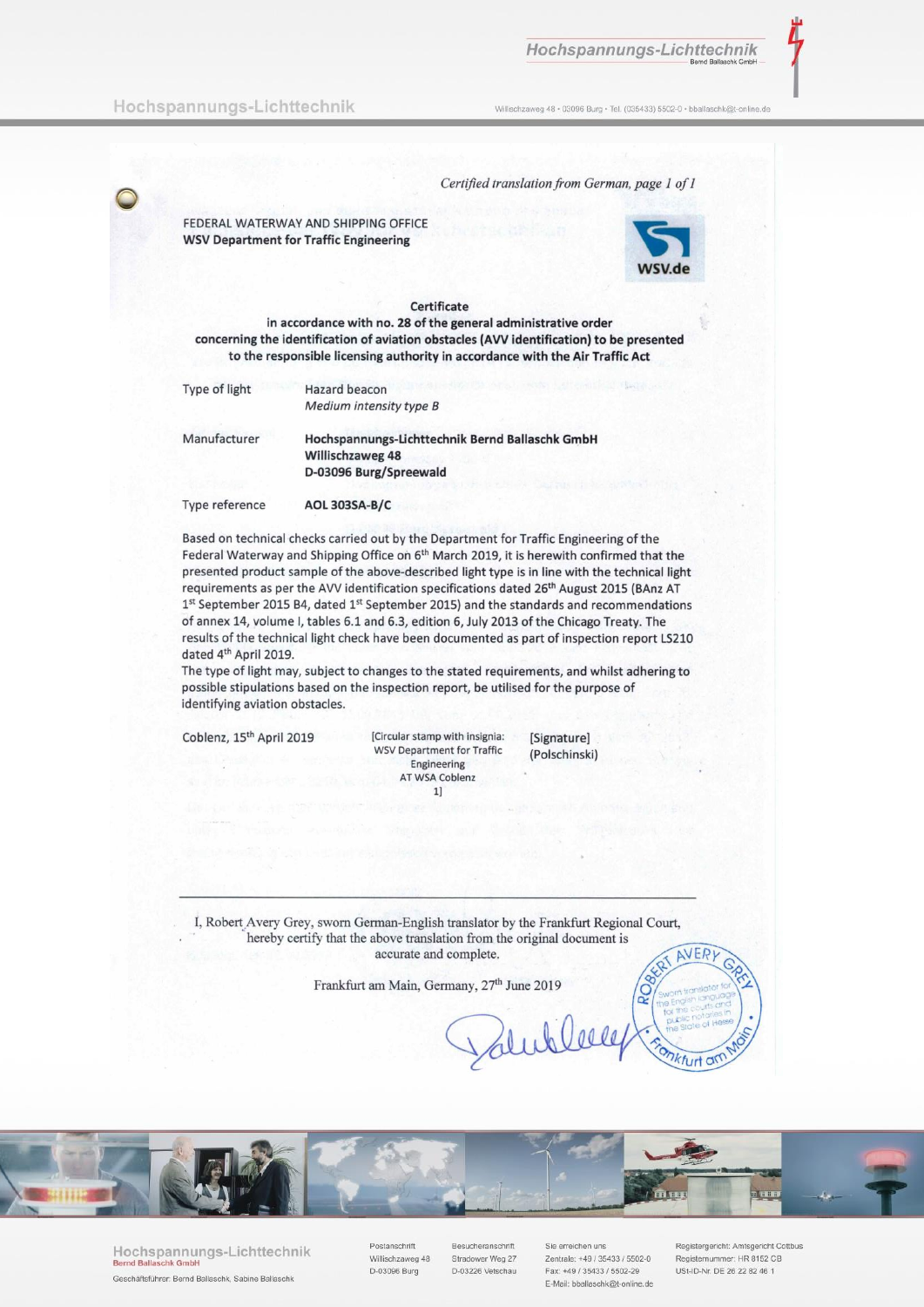*Certified translation from German, page 1 of 1*

FEDERAL WATERWAY AND SHIPPING OFFICE
**WSV Department for Traffic Engineering**

**WSV.de**

**Certificate**
**in accordance with no. 28 of the general administrative order concerning the identification of aviation obstacles (AVV identification) to be presented to the responsible licensing authority in accordance with the Air Traffic Act**

| | |
|---|---|
| Type of light | Hazard beacon<br>*Medium intensity type B* |
| Manufacturer | **Hochspannungs-Lichttechnik Bernd Ballaschk GmbH**<br>**Willischzaweg 48**<br>**D-03096 Burg/Spreewald** |
| Type reference | **AOL 303SA-B/C** |

Based on technical checks carried out by the Department for Traffic Engineering of the Federal Waterway and Shipping Office on 6th March 2019, it is herewith confirmed that the presented product sample of the above-described light type is in line with the technical light requirements as per the AVV identification specifications dated 26th August 2015 (BAnz AT 1st September 2015 B4, dated 1st September 2015) and the standards and recommendations of annex 14, volume I, tables 6.1 and 6.3, edition 6, July 2013 of the Chicago Treaty. The results of the technical light check have been documented as part of inspection report LS210 dated 4th April 2019.
The type of light may, subject to changes to the stated requirements, and whilst adhering to possible stipulations based on the inspection report, be utilised for the purpose of identifying aviation obstacles.

Coblenz, 15th April 2019 [Circular stamp with insignia: WSV Department for Traffic Engineering AT WSA Coblenz 1] [Signature] (Polschinski)

---

I, Robert Avery Grey, sworn German-English translator by the Frankfurt Regional Court, hereby certify that the above translation from the original document is accurate and complete.

Frankfurt am Main, Germany, 27th June 2019

ROBERT AVERY GREY – Sworn translator for the English language for the courts and public notaries in the State of Hesse – Frankfurt am Main